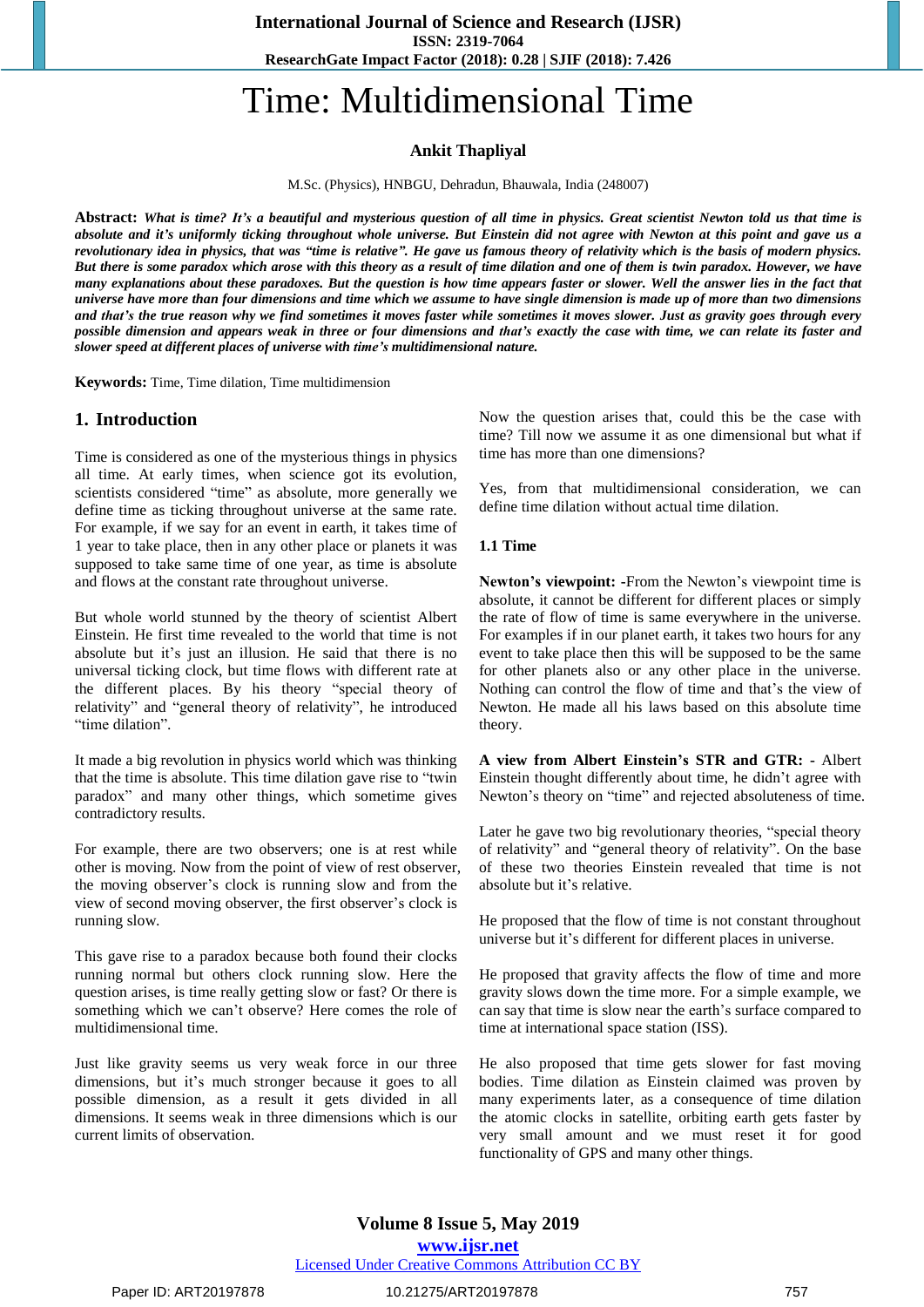# Time: Multidimensional Time

**Ankit Thapliyal**

M.Sc. (Physics), HNBGU, Dehradun, Bhauwala, India (248007)

**Abstract:** ***What is time? It's a beautiful and mysterious question of all time in physics. Great scientist Newton told us that time is absolute and it's uniformly ticking throughout whole universe. But Einstein did not agree with Newton at this point and gave us a revolutionary idea in physics, that was "time is relative". He gave us famous theory of relativity which is the basis of modern physics. But there is some paradox which arose with this theory as a result of time dilation and one of them is twin paradox. However, we have many explanations about these paradoxes. But the question is how time appears faster or slower. Well the answer lies in the fact that universe have more than four dimensions and time which we assume to have single dimension is made up of more than two dimensions and that's the true reason why we find sometimes it moves faster while sometimes it moves slower. Just as gravity goes through every possible dimension and appears weak in three or four dimensions and that's exactly the case with time, we can relate its faster and slower speed at different places of universe with time's multidimensional nature.***

**Keywords:** Time, Time dilation, Time multidimension

## 1. Introduction

Time is considered as one of the mysterious things in physics all time. At early times, when science got its evolution, scientists considered "time" as absolute, more generally we define time as ticking throughout universe at the same rate. For example, if we say for an event in earth, it takes time of 1 year to take place, then in any other place or planets it was supposed to take same time of one year, as time is absolute and flows at the constant rate throughout universe.

But whole world stunned by the theory of scientist Albert Einstein. He first time revealed to the world that time is not absolute but it's just an illusion. He said that there is no universal ticking clock, but time flows with different rate at the different places. By his theory "special theory of relativity" and "general theory of relativity", he introduced "time dilation".

It made a big revolution in physics world which was thinking that the time is absolute. This time dilation gave rise to "twin paradox" and many other things, which sometime gives contradictory results.

For example, there are two observers; one is at rest while other is moving. Now from the point of view of rest observer, the moving observer's clock is running slow and from the view of second moving observer, the first observer's clock is running slow.

This gave rise to a paradox because both found their clocks running normal but others clock running slow. Here the question arises, is time really getting slow or fast? Or there is something which we can't observe? Here comes the role of multidimensional time.

Just like gravity seems us very weak force in our three dimensions, but it's much stronger because it goes to all possible dimension, as a result it gets divided in all dimensions. It seems weak in three dimensions which is our current limits of observation.

Now the question arises that, could this be the case with time? Till now we assume it as one dimensional but what if time has more than one dimensions?

Yes, from that multidimensional consideration, we can define time dilation without actual time dilation.

### 1.1 Time

**Newton's viewpoint:** -From the Newton's viewpoint time is absolute, it cannot be different for different places or simply the rate of flow of time is same everywhere in the universe. For examples if in our planet earth, it takes two hours for any event to take place then this will be supposed to be the same for other planets also or any other place in the universe. Nothing can control the flow of time and that's the view of Newton. He made all his laws based on this absolute time theory.

**A view from Albert Einstein's STR and GTR: -** Albert Einstein thought differently about time, he didn't agree with Newton's theory on "time" and rejected absoluteness of time.

Later he gave two big revolutionary theories, "special theory of relativity" and "general theory of relativity". On the base of these two theories Einstein revealed that time is not absolute but it's relative.

He proposed that the flow of time is not constant throughout universe but it's different for different places in universe.

He proposed that gravity affects the flow of time and more gravity slows down the time more. For a simple example, we can say that time is slow near the earth's surface compared to time at international space station (ISS).

He also proposed that time gets slower for fast moving bodies. Time dilation as Einstein claimed was proven by many experiments later, as a consequence of time dilation the atomic clocks in satellite, orbiting earth gets faster by very small amount and we must reset it for good functionality of GPS and many other things.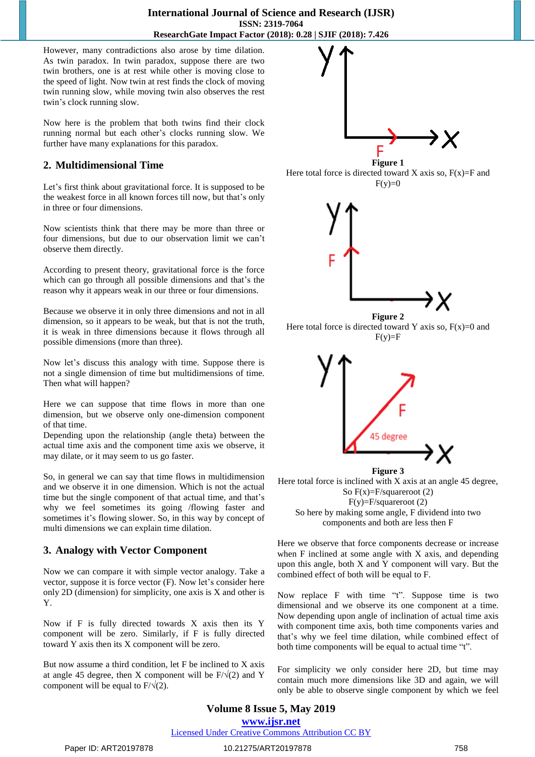However, many contradictions also arose by time dilation. As twin paradox. In twin paradox, suppose there are two twin brothers, one is at rest while other is moving close to the speed of light. Now twin at rest finds the clock of moving twin running slow, while moving twin also observes the rest twin's clock running slow.

Now here is the problem that both twins find their clock running normal but each other's clocks running slow. We further have many explanations for this paradox.

## 2. Multidimensional Time

Let's first think about gravitational force. It is supposed to be the weakest force in all known forces till now, but that's only in three or four dimensions.

Now scientists think that there may be more than three or four dimensions, but due to our observation limit we can't observe them directly.

According to present theory, gravitational force is the force which can go through all possible dimensions and that's the reason why it appears weak in our three or four dimensions.

Because we observe it in only three dimensions and not in all dimension, so it appears to be weak, but that is not the truth, it is weak in three dimensions because it flows through all possible dimensions (more than three).

Now let's discuss this analogy with time. Suppose there is not a single dimension of time but multidimensions of time. Then what will happen?

Here we can suppose that time flows in more than one dimension, but we observe only one-dimension component of that time.
Depending upon the relationship (angle theta) between the actual time axis and the component time axis we observe, it may dilate, or it may seem to us go faster.

So, in general we can say that time flows in multidimension and we observe it in one dimension. Which is not the actual time but the single component of that actual time, and that's why we feel sometimes its going /flowing faster and sometimes it's flowing slower. So, in this way by concept of multi dimensions we can explain time dilation.

## 3. Analogy with Vector Component

Now we can compare it with simple vector analogy. Take a vector, suppose it is force vector (F). Now let's consider here only 2D (dimension) for simplicity, one axis is X and other is Y.

Now if F is fully directed towards X axis then its Y component will be zero. Similarly, if F is fully directed toward Y axis then its X component will be zero.

But now assume a third condition, let F be inclined to X axis at angle 45 degree, then X component will be $F/\sqrt{(2)}$ and Y component will be equal to $F/\sqrt{(2)}$.

Y
X
F

**Figure 1**
Here total force is directed toward X axis so, F(x)=F and F(y)=0

Y
F
X

**Figure 2**
Here total force is directed toward Y axis so, F(x)=0 and F(y)=F

Y
F
45 degree
X

**Figure 3**
Here total force is inclined with X axis at an angle 45 degree,
So F(x)=F/squareroot (2)
F(y)=F/squareroot (2)
So here by making some angle, F dividend into two components and both are less then F

Here we observe that force components decrease or increase when F inclined at some angle with X axis, and depending upon this angle, both X and Y component will vary. But the combined effect of both will be equal to F.

Now replace F with time "t". Suppose time is two dimensional and we observe its one component at a time. Now depending upon angle of inclination of actual time axis with component time axis, both time components varies and that's why we feel time dilation, while combined effect of both time components will be equal to actual time "t".

For simplicity we only consider here 2D, but time may contain much more dimensions like 3D and again, we will only be able to observe single component by which we feel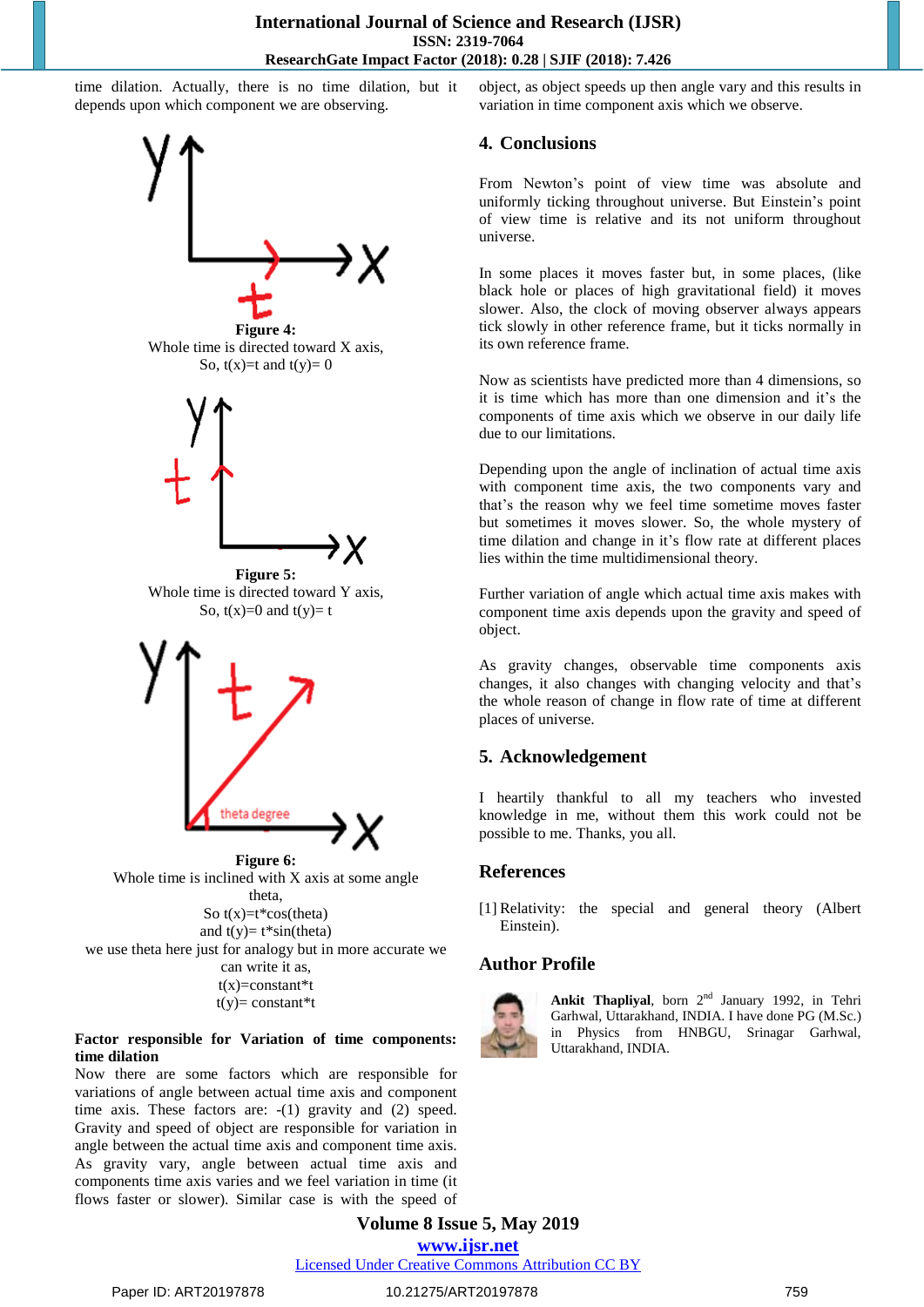time dilation. Actually, there is no time dilation, but it depends upon which component we are observing.

Y

t

X

**Figure 4:**
Whole time is directed toward X axis,
So, t(x)=t and t(y)= 0

Y

t

X

**Figure 5:**
Whole time is directed toward Y axis,
So, t(x)=0 and t(y)= t

Y

t

theta degree

X

**Figure 6:**
Whole time is inclined with X axis at some angle theta,
So t(x)=t*cos(theta)
and t(y)= t*sin(theta)
we use theta here just for analogy but in more accurate we can write it as,
t(x)=constant*t
t(y)= constant*t

**Factor responsible for Variation of time components: time dilation**

Now there are some factors which are responsible for variations of angle between actual time axis and component time axis. These factors are: -(1) gravity and (2) speed. Gravity and speed of object are responsible for variation in angle between the actual time axis and component time axis. As gravity vary, angle between actual time axis and components time axis varies and we feel variation in time (it flows faster or slower). Similar case is with the speed of object, as object speeds up then angle vary and this results in variation in time component axis which we observe.

## 4. Conclusions

From Newton's point of view time was absolute and uniformly ticking throughout universe. But Einstein's point of view time is relative and its not uniform throughout universe.

In some places it moves faster but, in some places, (like black hole or places of high gravitational field) it moves slower. Also, the clock of moving observer always appears tick slowly in other reference frame, but it ticks normally in its own reference frame.

Now as scientists have predicted more than 4 dimensions, so it is time which has more than one dimension and it's the components of time axis which we observe in our daily life due to our limitations.

Depending upon the angle of inclination of actual time axis with component time axis, the two components vary and that's the reason why we feel time sometime moves faster but sometimes it moves slower. So, the whole mystery of time dilation and change in it's flow rate at different places lies within the time multidimensional theory.

Further variation of angle which actual time axis makes with component time axis depends upon the gravity and speed of object.

As gravity changes, observable time components axis changes, it also changes with changing velocity and that's the whole reason of change in flow rate of time at different places of universe.

## 5. Acknowledgement

I heartily thankful to all my teachers who invested knowledge in me, without them this work could not be possible to me. Thanks, you all.

## References

[1] Relativity: the special and general theory (Albert Einstein).

## Author Profile

**Ankit Thapliyal**, born 2nd January 1992, in Tehri Garhwal, Uttarakhand, INDIA. I have done PG (M.Sc.) in Physics from HNBGU, Srinagar Garhwal, Uttarakhand, INDIA.